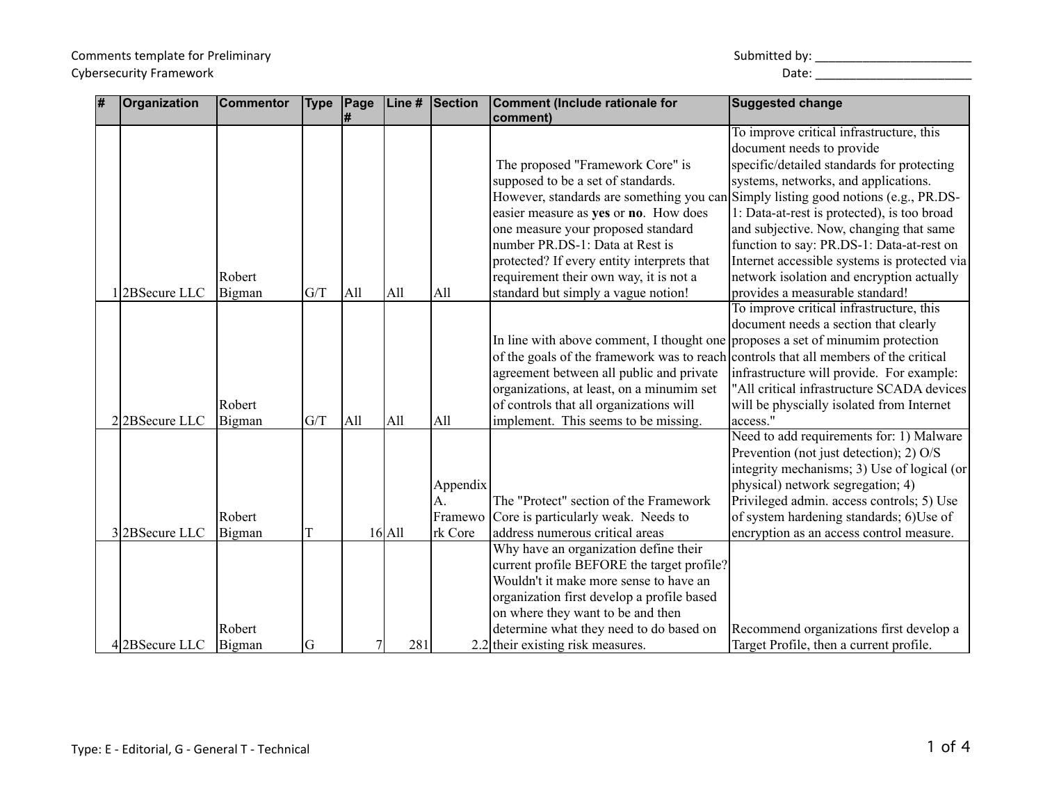Comments template for Preliminary Cybersecurity Framework

Submitted by: ________________________

Date: ________________________

| # | Organization | Commentor | Type | Page # | Line # | Section | Comment (Include rationale for comment) | Suggested change |
|---|---|---|---|---|---|---|---|---|
| 1 | 2BSecure LLC | Robert Bigman | G/T | All | All | All | The proposed "Framework Core" is supposed to be a set of standards. However, standards are something you can easier measure as **yes** or **no**. How does one measure your proposed standard number PR.DS-1: Data at Rest is protected? If every entity interprets that requirement their own way, it is not a standard but simply a vague notion! | To improve critical infrastructure, this document needs to provide specific/detailed standards for protecting systems, networks, and applications. Simply listing good notions (e.g., PR.DS-1: Data-at-rest is protected), is too broad and subjective. Now, changing that same function to say: PR.DS-1: Data-at-rest on Internet accessible systems is protected via network isolation and encryption actually provides a measurable standard! |
| 2 | 2BSecure LLC | Robert Bigman | G/T | All | All | All | In line with above comment, I thought one of the goals of the framework was to reach agreement between all public and private organizations, at least, on a minumim set of controls that all organizations will implement. This seems to be missing. | To improve critical infrastructure, this document needs a section that clearly proposes a set of minumim protection controls that all members of the critical infrastructure will provide. For example: "All critical infrastructure SCADA devices will be physcially isolated from Internet access." |
| 3 | 2BSecure LLC | Robert Bigman | T | 16 | All | Appendix A. Framework Core | The "Protect" section of the Framework Core is particularly weak. Needs to address numerous critical areas | Need to add requirements for: 1) Malware Prevention (not just detection); 2) O/S integrity mechanisms; 3) Use of logical (or physical) network segregation; 4) Privileged admin. access controls; 5) Use of system hardening standards; 6)Use of encryption as an access control measure. |
| 4 | 2BSecure LLC | Robert Bigman | G | 7 | 281 | 2.2 | Why have an organization define their current profile BEFORE the target profile? Wouldn't it make more sense to have an organization first develop a profile based on where they want to be and then determine what they need to do based on their existing risk measures. | Recommend organizations first develop a Target Profile, then a current profile. |

Type: E - Editorial, G - General T - Technical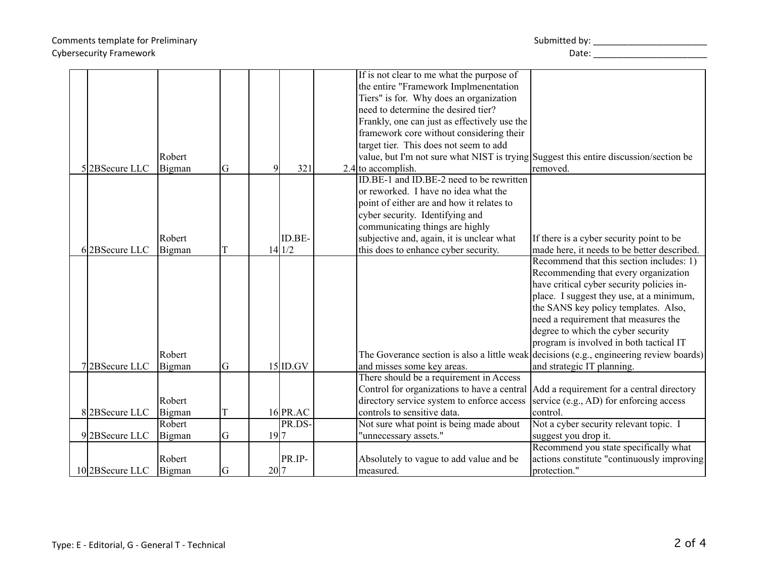| | | | | | | | | |
|---|---|---|---|---|---|---|---|---|
| 5 | 2BSecure LLC | Robert Bigman | G | 9 | 321 | 2.4 | If is not clear to me what the purpose of the entire "Framework Implmenentation Tiers" is for. Why does an organization need to determine the desired tier? Frankly, one can just as effectively use the framework core without considering their target tier. This does not seem to add value, but I'm not sure what NIST is trying to accomplish. | Suggest this entire discussion/section be removed. |
| 6 | 2BSecure LLC | Robert Bigman | T | 14 | ID.BE-1/2 | | ID.BE-1 and ID.BE-2 need to be rewritten or reworked. I have no idea what the point of either are and how it relates to cyber security. Identifying and communicating things are highly subjective and, again, it is unclear what this does to enhance cyber security. | If there is a cyber security point to be made here, it needs to be better described. |
| 7 | 2BSecure LLC | Robert Bigman | G | 15 | ID.GV | | The Goverance section is also a little weak and misses some key areas. | Recommend that this section includes: 1) Recommending that every organization have critical cyber security policies in-place. I suggest they use, at a minimum, the SANS key policy templates. Also, need a requirement that measures the degree to which the cyber security program is involved in both tactical IT decisions (e.g., engineering review boards) and strategic IT planning. |
| 8 | 2BSecure LLC | Robert Bigman | T | 16 | PR.AC | | There should be a requirement in Access Control for organizations to have a central directory service system to enforce access controls to sensitive data. | Add a requirement for a central directory service (e.g., AD) for enforcing access control. |
| 9 | 2BSecure LLC | Robert Bigman | G | 19 | PR.DS-7 | | Not sure what point is being made about "unnecessary assets." | Not a cyber security relevant topic. I suggest you drop it. |
| 10 | 2BSecure LLC | Robert Bigman | G | 20 | PR.IP-7 | | Absolutely to vague to add value and be measured. | Recommend you state specifically what actions constitute "continuously improving protection." |

Type: E - Editorial, G - General T - Technical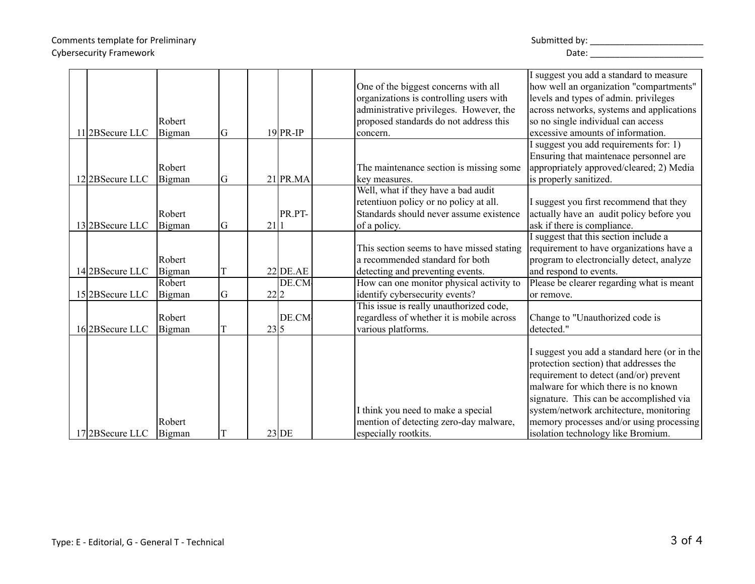| | | | | | | | | |
|---|---|---|---|---|---|---|---|---|
| 11 | 2BSecure LLC | Robert Bigman | G | 19 | PR-IP | | One of the biggest concerns with all organizations is controlling users with administrative privileges. However, the proposed standards do not address this concern. | I suggest you add a standard to measure how well an organization "compartments" levels and types of admin. privileges across networks, systems and applications so no single individual can access excessive amounts of information. |
| 12 | 2BSecure LLC | Robert Bigman | G | 21 | PR.MA | | The maintenance section is missing some key measures. | I suggest you add requirements for: 1) Ensuring that maintenace personnel are appropriately approved/cleared; 2) Media is properly sanitized. |
| 13 | 2BSecure LLC | Robert Bigman | G | 21 | PR.PT-1 | | Well, what if they have a bad audit retentiuon policy or no policy at all. Standards should never assume existence of a policy. | I suggest you first recommend that they actually have an audit policy before you ask if there is compliance. |
| 14 | 2BSecure LLC | Robert Bigman | T | 22 | DE.AE | | This section seems to have missed stating a recommended standard for both detecting and preventing events. | I suggest that this section include a requirement to have organizations have a program to electroncially detect, analyze and respond to events. |
| 15 | 2BSecure LLC | Robert Bigman | G | 22 | DE.CM-2 | | How can one monitor physical activity to identify cybersecurity events? | Please be clearer regarding what is meant or remove. |
| 16 | 2BSecure LLC | Robert Bigman | T | 23 | DE.CM-5 | | This issue is really unauthorized code, regardless of whether it is mobile across various platforms. | Change to "Unauthorized code is detected." |
| 17 | 2BSecure LLC | Robert Bigman | T | 23 | DE | | I think you need to make a special mention of detecting zero-day malware, especially rootkits. | I suggest you add a standard here (or in the protection section) that addresses the requirement to detect (and/or) prevent malware for which there is no known signature. This can be accomplished via system/network architecture, monitoring memory processes and/or using processing isolation technology like Bromium. |

Type: E - Editorial, G - General T - Technical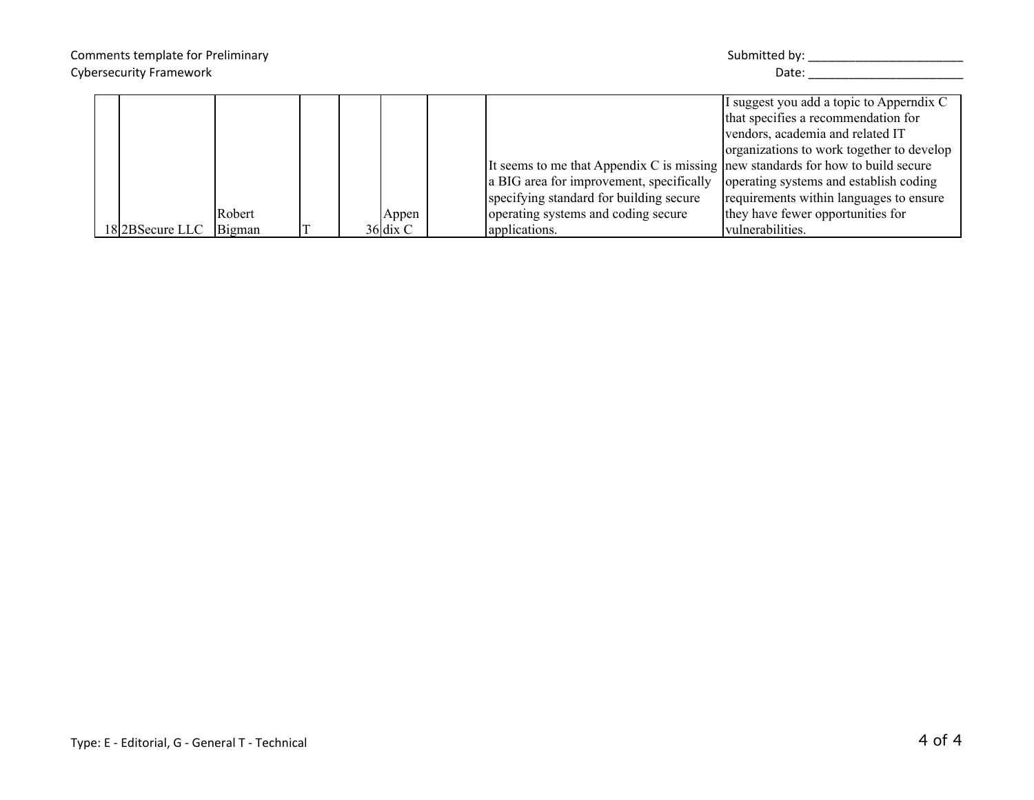| | | | | | | | | |
|---|---|---|---|---|---|---|---|---|
| 18 | 2BSecure LLC | Robert Bigman | T | 36 | Appendix C | | It seems to me that Appendix C is missing a BIG area for improvement, specifically specifying standard for building secure operating systems and coding secure applications. | I suggest you add a topic to Apperndix C that specifies a recommendation for vendors, academia and related IT organizations to work together to develop new standards for how to build secure operating systems and establish coding requirements within languages to ensure they have fewer opportunities for vulnerabilities. |